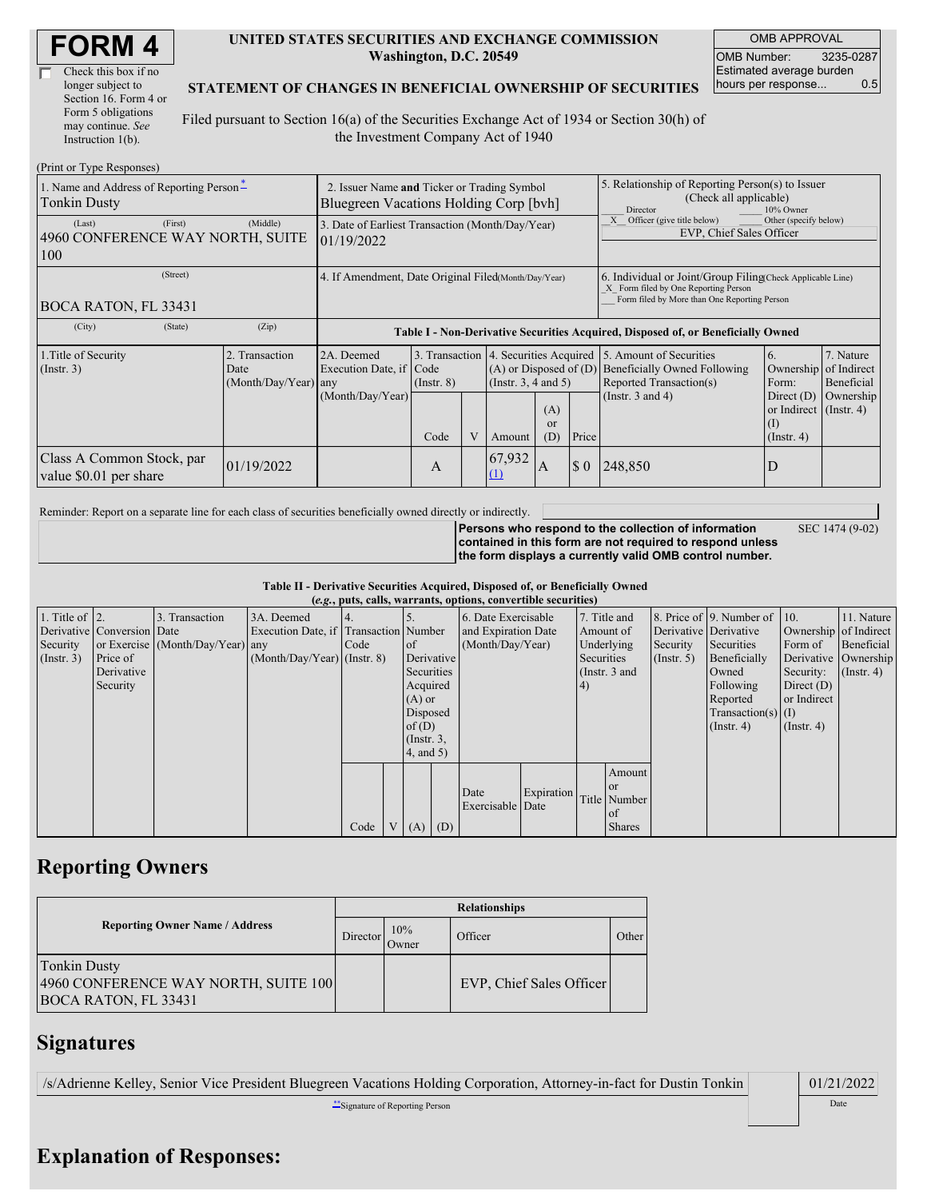# FORM 4

☐ Check this box if no longer subject to Section 16. Form 4 or Form 5 obligations may continue. *See* Instruction 1(b).

**UNITED STATES SECURITIES AND EXCHANGE COMMISSION**
**Washington, D.C. 20549**

**STATEMENT OF CHANGES IN BENEFICIAL OWNERSHIP OF SECURITIES**

Filed pursuant to Section 16(a) of the Securities Exchange Act of 1934 or Section 30(h) of the Investment Company Act of 1940

| OMB APPROVAL | |
|---|---|
| OMB Number: | 3235-0287 |
| Estimated average burden hours per response... | 0.5 |

(Print or Type Responses)

| 1. Name and Address of Reporting Person* | 2. Issuer Name and Ticker or Trading Symbol | 5. Relationship of Reporting Person(s) to Issuer (Check all applicable) |
|---|---|---|
| Tonkin Dusty | Bluegreen Vacations Holding Corp [bvh] | ___ Director ___ 10% Owner |
| (Last) (First) (Middle) 4960 CONFERENCE WAY NORTH, SUITE 100 | 3. Date of Earliest Transaction (Month/Day/Year) 01/19/2022 | _X_ Officer (give title below) ___ Other (specify below) EVP, Chief Sales Officer |
| (Street) BOCA RATON, FL 33431 | 4. If Amendment, Date Original Filed (Month/Day/Year) | 6. Individual or Joint/Group Filing (Check Applicable Line) _X_ Form filed by One Reporting Person ___ Form filed by More than One Reporting Person |
| (City) (State) (Zip) | | |

**Table I - Non-Derivative Securities Acquired, Disposed of, or Beneficially Owned**

| 1. Title of Security (Instr. 3) | 2. Transaction Date (Month/Day/Year) | 2A. Deemed Execution Date, if any (Month/Day/Year) | 3. Transaction Code (Instr. 8) | | 4. Securities Acquired (A) or Disposed of (D) (Instr. 3, 4 and 5) | | | 5. Amount of Securities Beneficially Owned Following Reported Transaction(s) (Instr. 3 and 4) | 6. Ownership Form: Direct (D) or Indirect (I) (Instr. 4) | 7. Nature of Indirect Beneficial Ownership (Instr. 4) |
|---|---|---|---|---|---|---|---|---|---|---|
| | | | Code | V | Amount | (A) or (D) | Price | | | |
| Class A Common Stock, par value $0.01 per share | 01/19/2022 | | A | | 67,932 (1) | A | $ 0 | 248,850 | D | |

Reminder: Report on a separate line for each class of securities beneficially owned directly or indirectly.

**Persons who respond to the collection of information contained in this form are not required to respond unless the form displays a currently valid OMB control number.** SEC 1474 (9-02)

**Table II - Derivative Securities Acquired, Disposed of, or Beneficially Owned**
**(*e.g.*, puts, calls, warrants, options, convertible securities)**

| 1. Title of Derivative Security (Instr. 3) | 2. Conversion or Exercise Price of Derivative Security | 3. Transaction Date (Month/Day/Year) | 3A. Deemed Execution Date, if any (Month/Day/Year) | 4. Transaction Code (Instr. 8) | | 5. Number of Derivative Securities Acquired (A) or Disposed of (D) (Instr. 3, 4, and 5) | | 6. Date Exercisable and Expiration Date (Month/Day/Year) | | 7. Title and Amount of Underlying Securities (Instr. 3 and 4) | | 8. Price of Derivative Security (Instr. 5) | 9. Number of Derivative Securities Beneficially Owned Following Reported Transaction(s) (Instr. 4) | 10. Ownership Form of Derivative Security: Direct (D) or Indirect (I) (Instr. 4) | 11. Nature of Indirect Beneficial Ownership (Instr. 4) |
|---|---|---|---|---|---|---|---|---|---|---|---|---|---|---|---|
| | | | | Code | V | (A) | (D) | Date Exercisable | Expiration Date | Title | Amount or Number of Shares | | | | |

## Reporting Owners

| Reporting Owner Name / Address | Relationships | | | |
|---|---|---|---|---|
| | Director | 10% Owner | Officer | Other |
| Tonkin Dusty 4960 CONFERENCE WAY NORTH, SUITE 100 BOCA RATON, FL 33431 | | | EVP, Chief Sales Officer | |

## Signatures

| /s/Adrienne Kelley, Senior Vice President Bluegreen Vacations Holding Corporation, Attorney-in-fact for Dustin Tonkin | 01/21/2022 |
|---|---|
| **Signature of Reporting Person | Date |

## Explanation of Responses: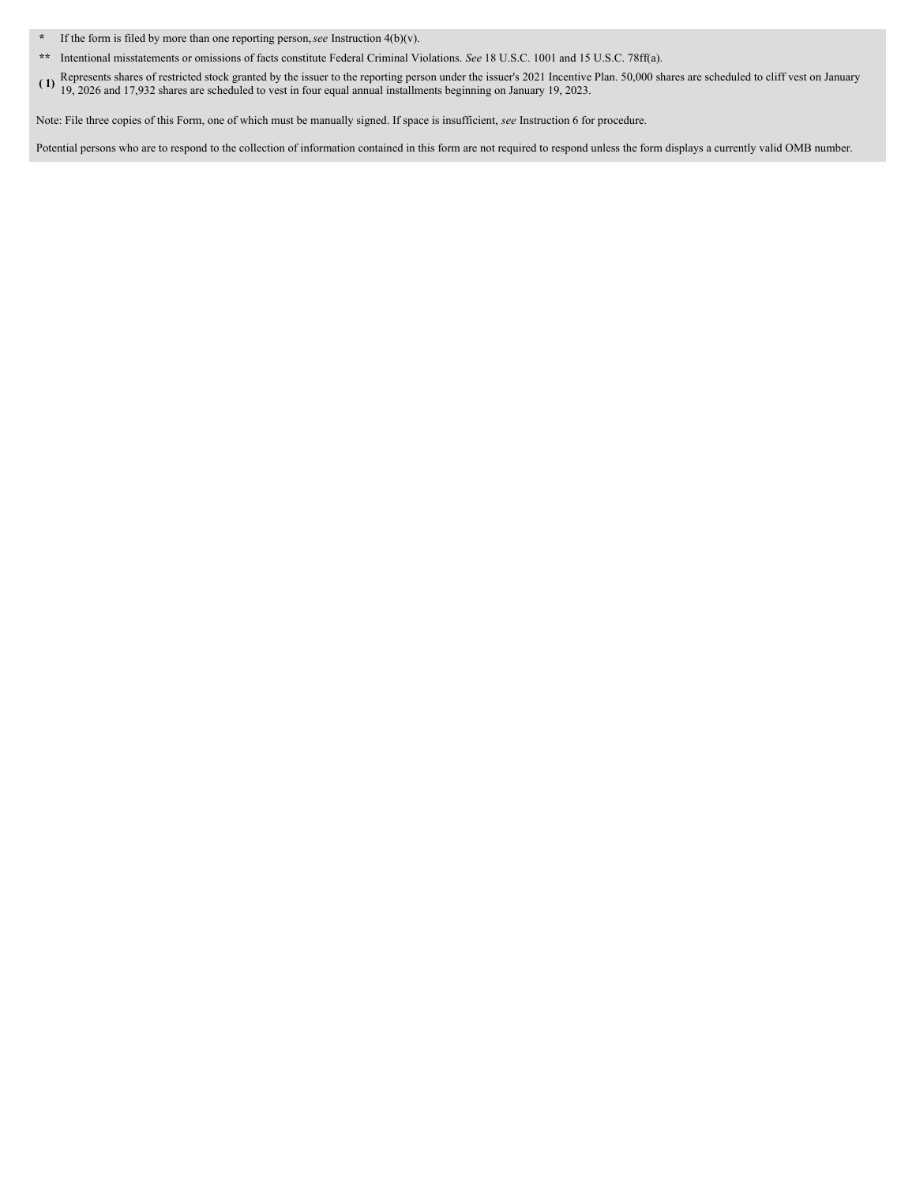\* If the form is filed by more than one reporting person, *see* Instruction 4(b)(v).

\*\* Intentional misstatements or omissions of facts constitute Federal Criminal Violations. *See* 18 U.S.C. 1001 and 15 U.S.C. 78ff(a).

(1) Represents shares of restricted stock granted by the issuer to the reporting person under the issuer's 2021 Incentive Plan. 50,000 shares are scheduled to cliff vest on January 19, 2026 and 17,932 shares are scheduled to vest in four equal annual installments beginning on January 19, 2023.

Note: File three copies of this Form, one of which must be manually signed. If space is insufficient, *see* Instruction 6 for procedure.

Potential persons who are to respond to the collection of information contained in this form are not required to respond unless the form displays a currently valid OMB number.